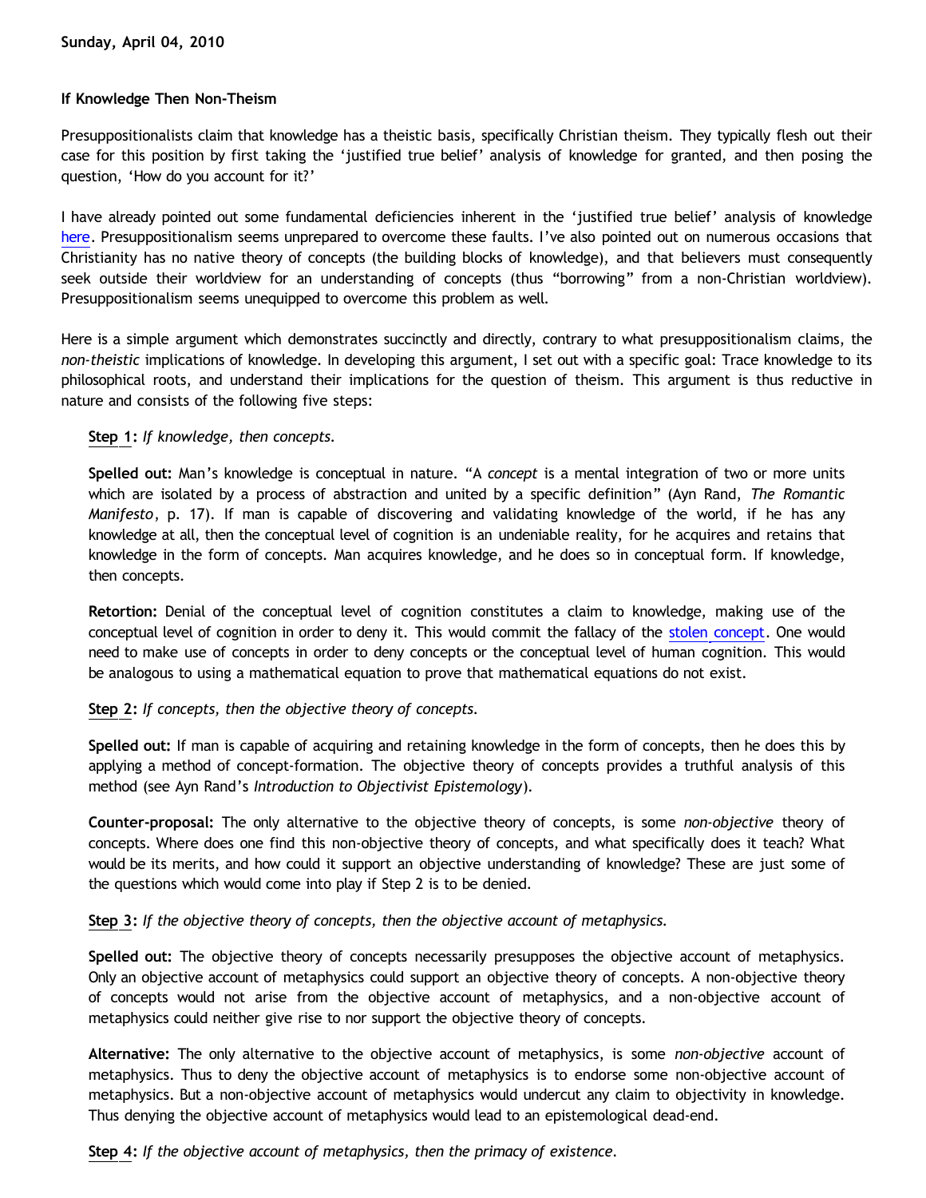Sunday, April 04, 2010

## If Knowledge Then Non-Theism

Presuppositionalists claim that knowledge has a theistic basis, specifically Christian theism. They typically flesh out their case for this position by first taking the 'justified true belief' analysis of knowledge for granted, and then posing the question, 'How do you account for it?'

I have already pointed out some fundamental deficiencies inherent in the 'justified true belief' analysis of knowledge here. Presuppositionalism seems unprepared to overcome these faults. I've also pointed out on numerous occasions that Christianity has no native theory of concepts (the building blocks of knowledge), and that believers must consequently seek outside their worldview for an understanding of concepts (thus "borrowing" from a non-Christian worldview). Presuppositionalism seems unequipped to overcome this problem as well.

Here is a simple argument which demonstrates succinctly and directly, contrary to what presuppositionalism claims, the *non-theistic* implications of knowledge. In developing this argument, I set out with a specific goal: Trace knowledge to its philosophical roots, and understand their implications for the question of theism. This argument is thus reductive in nature and consists of the following five steps:

**Step 1:** *If knowledge, then concepts.*

**Spelled out:** Man's knowledge is conceptual in nature. "A *concept* is a mental integration of two or more units which are isolated by a process of abstraction and united by a specific definition" (Ayn Rand, *The Romantic Manifesto*, p. 17). If man is capable of discovering and validating knowledge of the world, if he has any knowledge at all, then the conceptual level of cognition is an undeniable reality, for he acquires and retains that knowledge in the form of concepts. Man acquires knowledge, and he does so in conceptual form. If knowledge, then concepts.

**Retortion:** Denial of the conceptual level of cognition constitutes a claim to knowledge, making use of the conceptual level of cognition in order to deny it. This would commit the fallacy of the stolen concept. One would need to make use of concepts in order to deny concepts or the conceptual level of human cognition. This would be analogous to using a mathematical equation to prove that mathematical equations do not exist.

**Step 2:** *If concepts, then the objective theory of concepts.*

**Spelled out:** If man is capable of acquiring and retaining knowledge in the form of concepts, then he does this by applying a method of concept-formation. The objective theory of concepts provides a truthful analysis of this method (see Ayn Rand's *Introduction to Objectivist Epistemology*).

**Counter-proposal:** The only alternative to the objective theory of concepts, is some *non-objective* theory of concepts. Where does one find this non-objective theory of concepts, and what specifically does it teach? What would be its merits, and how could it support an objective understanding of knowledge? These are just some of the questions which would come into play if Step 2 is to be denied.

**Step 3:** *If the objective theory of concepts, then the objective account of metaphysics.*

**Spelled out:** The objective theory of concepts necessarily presupposes the objective account of metaphysics. Only an objective account of metaphysics could support an objective theory of concepts. A non-objective theory of concepts would not arise from the objective account of metaphysics, and a non-objective account of metaphysics could neither give rise to nor support the objective theory of concepts.

**Alternative:** The only alternative to the objective account of metaphysics, is some *non-objective* account of metaphysics. Thus to deny the objective account of metaphysics is to endorse some non-objective account of metaphysics. But a non-objective account of metaphysics would undercut any claim to objectivity in knowledge. Thus denying the objective account of metaphysics would lead to an epistemological dead-end.

**Step 4:** *If the objective account of metaphysics, then the primacy of existence.*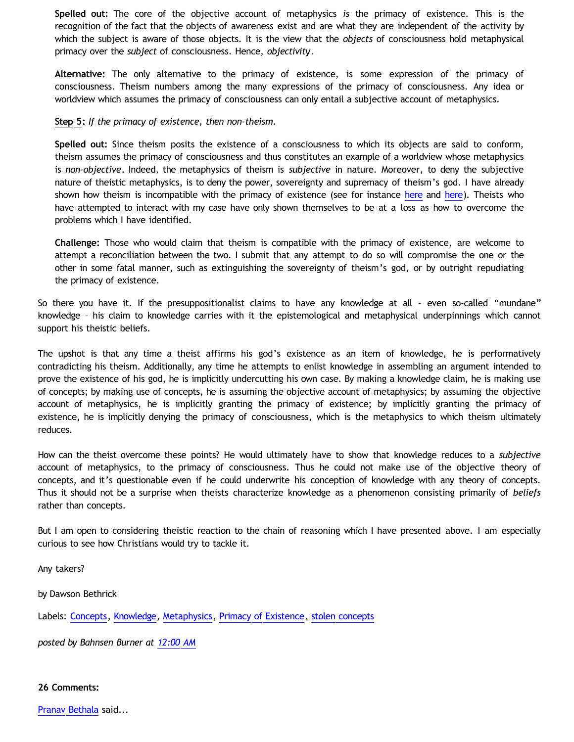**Spelled out:** The core of the objective account of metaphysics *is* the primacy of existence. This is the recognition of the fact that the objects of awareness exist and are what they are independent of the activity by which the subject is aware of those objects. It is the view that the *objects* of consciousness hold metaphysical primacy over the *subject* of consciousness. Hence, *objectivity*.

**Alternative:** The only alternative to the primacy of existence, is some expression of the primacy of consciousness. Theism numbers among the many expressions of the primacy of consciousness. Any idea or worldview which assumes the primacy of consciousness can only entail a subjective account of metaphysics.

**Step 5:** *If the primacy of existence, then non-theism.*

**Spelled out:** Since theism posits the existence of a consciousness to which its objects are said to conform, theism assumes the primacy of consciousness and thus constitutes an example of a worldview whose metaphysics is *non-objective*. Indeed, the metaphysics of theism is *subjective* in nature. Moreover, to deny the subjective nature of theistic metaphysics, is to deny the power, sovereignty and supremacy of theism's god. I have already shown how theism is incompatible with the primacy of existence (see for instance here and here). Theists who have attempted to interact with my case have only shown themselves to be at a loss as how to overcome the problems which I have identified.

**Challenge:** Those who would claim that theism is compatible with the primacy of existence, are welcome to attempt a reconciliation between the two. I submit that any attempt to do so will compromise the one or the other in some fatal manner, such as extinguishing the sovereignty of theism's god, or by outright repudiating the primacy of existence.

So there you have it. If the presuppositionalist claims to have any knowledge at all – even so-called "mundane" knowledge – his claim to knowledge carries with it the epistemological and metaphysical underpinnings which cannot support his theistic beliefs.

The upshot is that any time a theist affirms his god's existence as an item of knowledge, he is performatively contradicting his theism. Additionally, any time he attempts to enlist knowledge in assembling an argument intended to prove the existence of his god, he is implicitly undercutting his own case. By making a knowledge claim, he is making use of concepts; by making use of concepts, he is assuming the objective account of metaphysics; by assuming the objective account of metaphysics, he is implicitly granting the primacy of existence; by implicitly granting the primacy of existence, he is implicitly denying the primacy of consciousness, which is the metaphysics to which theism ultimately reduces.

How can the theist overcome these points? He would ultimately have to show that knowledge reduces to a *subjective* account of metaphysics, to the primacy of consciousness. Thus he could not make use of the objective theory of concepts, and it's questionable even if he could underwrite his conception of knowledge with any theory of concepts. Thus it should not be a surprise when theists characterize knowledge as a phenomenon consisting primarily of *beliefs* rather than concepts.

But I am open to considering theistic reaction to the chain of reasoning which I have presented above. I am especially curious to see how Christians would try to tackle it.

Any takers?

by Dawson Bethrick

Labels: Concepts, Knowledge, Metaphysics, Primacy of Existence, stolen concepts

*posted by Bahnsen Burner at 12:00 AM*

**26 Comments:**

Pranav Bethala said...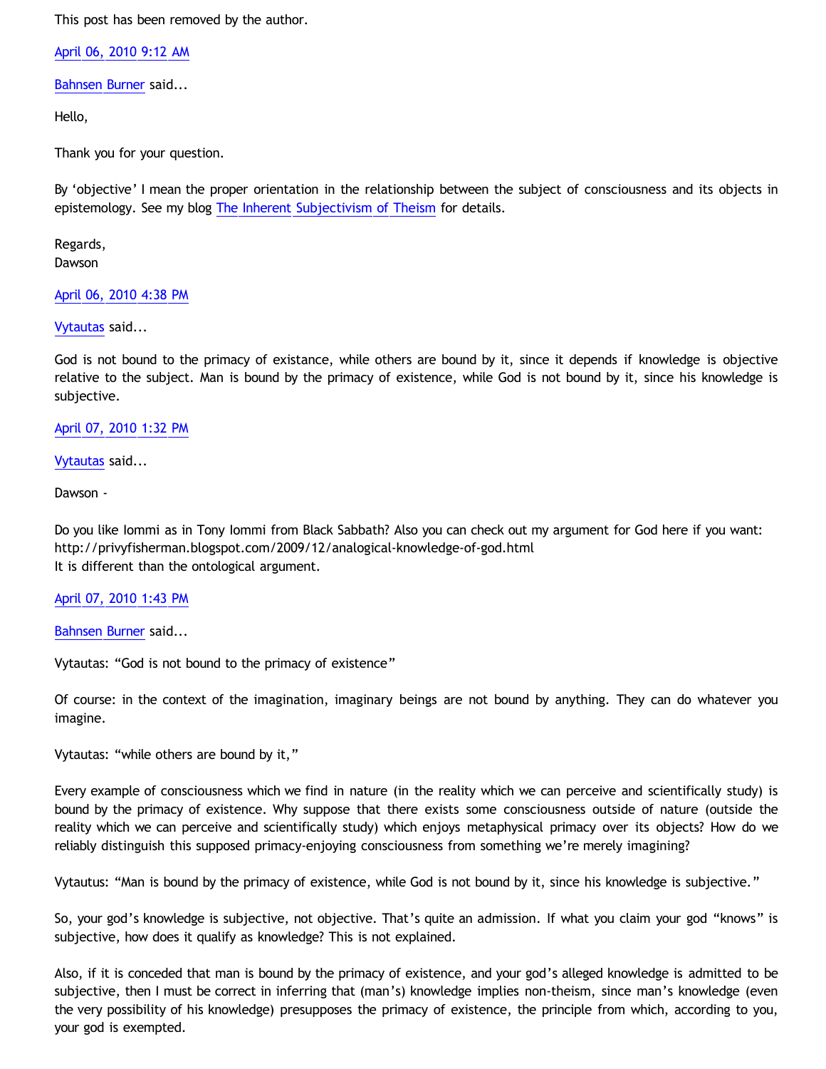This post has been removed by the author.

April 06, 2010 9:12 AM

Bahnsen Burner said...

Hello,

Thank you for your question.

By 'objective' I mean the proper orientation in the relationship between the subject of consciousness and its objects in epistemology. See my blog The Inherent Subjectivism of Theism for details.

Regards,
Dawson

April 06, 2010 4:38 PM

Vytautas said...

God is not bound to the primacy of existance, while others are bound by it, since it depends if knowledge is objective relative to the subject. Man is bound by the primacy of existence, while God is not bound by it, since his knowledge is subjective.

April 07, 2010 1:32 PM

Vytautas said...

Dawson -

Do you like Iommi as in Tony Iommi from Black Sabbath? Also you can check out my argument for God here if you want: http://privyfisherman.blogspot.com/2009/12/analogical-knowledge-of-god.html
It is different than the ontological argument.

April 07, 2010 1:43 PM

Bahnsen Burner said...

Vytautas: "God is not bound to the primacy of existence"

Of course: in the context of the imagination, imaginary beings are not bound by anything. They can do whatever you imagine.

Vytautas: "while others are bound by it,"

Every example of consciousness which we find in nature (in the reality which we can perceive and scientifically study) is bound by the primacy of existence. Why suppose that there exists some consciousness outside of nature (outside the reality which we can perceive and scientifically study) which enjoys metaphysical primacy over its objects? How do we reliably distinguish this supposed primacy-enjoying consciousness from something we're merely imagining?

Vytautus: "Man is bound by the primacy of existence, while God is not bound by it, since his knowledge is subjective."

So, your god's knowledge is subjective, not objective. That's quite an admission. If what you claim your god "knows" is subjective, how does it qualify as knowledge? This is not explained.

Also, if it is conceded that man is bound by the primacy of existence, and your god's alleged knowledge is admitted to be subjective, then I must be correct in inferring that (man's) knowledge implies non-theism, since man's knowledge (even the very possibility of his knowledge) presupposes the primacy of existence, the principle from which, according to you, your god is exempted.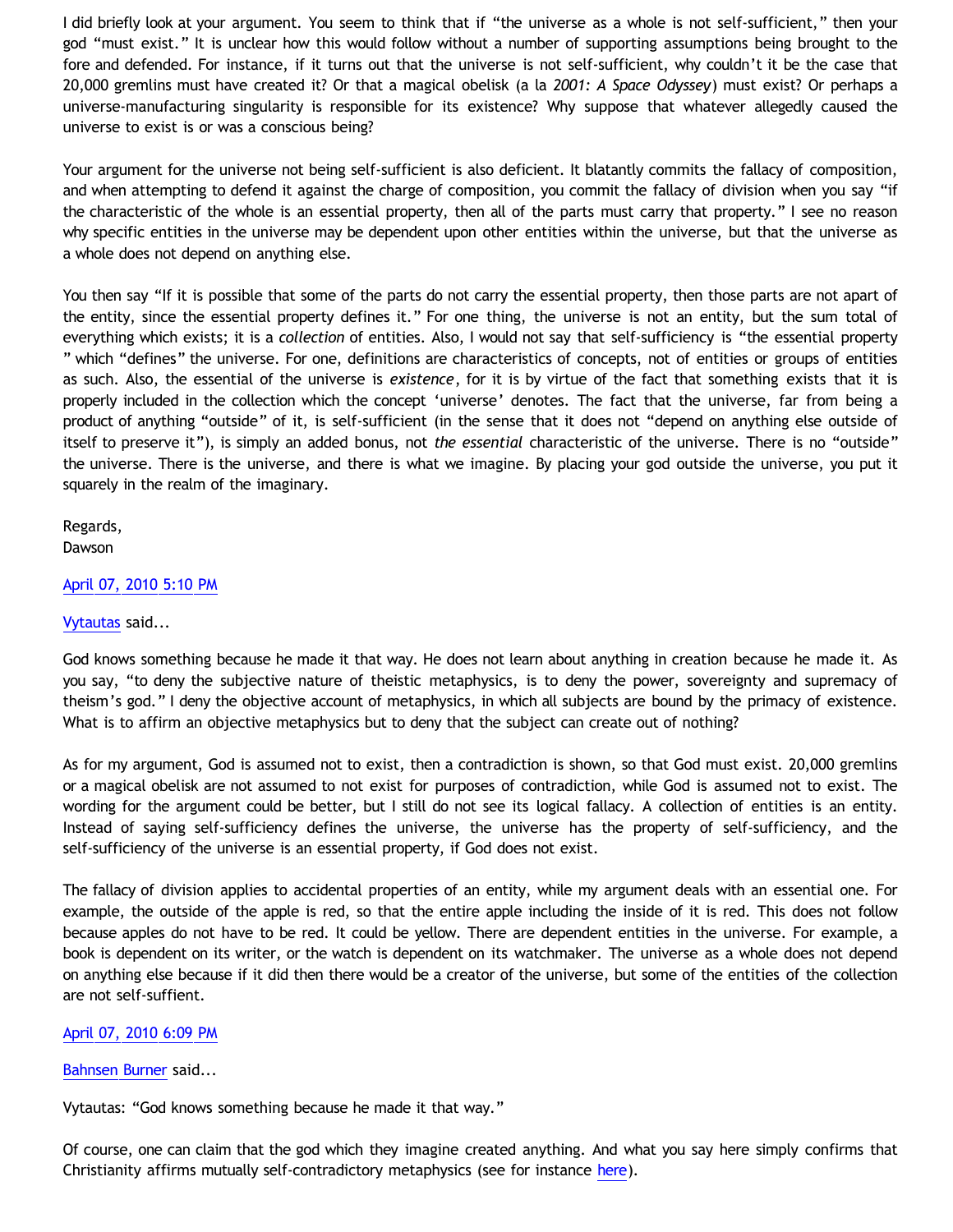I did briefly look at your argument. You seem to think that if "the universe as a whole is not self-sufficient," then your god "must exist." It is unclear how this would follow without a number of supporting assumptions being brought to the fore and defended. For instance, if it turns out that the universe is not self-sufficient, why couldn't it be the case that 20,000 gremlins must have created it? Or that a magical obelisk (a la *2001: A Space Odyssey*) must exist? Or perhaps a universe-manufacturing singularity is responsible for its existence? Why suppose that whatever allegedly caused the universe to exist is or was a conscious being?

Your argument for the universe not being self-sufficient is also deficient. It blatantly commits the fallacy of composition, and when attempting to defend it against the charge of composition, you commit the fallacy of division when you say "if the characteristic of the whole is an essential property, then all of the parts must carry that property." I see no reason why specific entities in the universe may be dependent upon other entities within the universe, but that the universe as a whole does not depend on anything else.

You then say "If it is possible that some of the parts do not carry the essential property, then those parts are not apart of the entity, since the essential property defines it." For one thing, the universe is not an entity, but the sum total of everything which exists; it is a *collection* of entities. Also, I would not say that self-sufficiency is "the essential property" which "defines" the universe. For one, definitions are characteristics of concepts, not of entities or groups of entities as such. Also, the essential of the universe is *existence*, for it is by virtue of the fact that something exists that it is properly included in the collection which the concept 'universe' denotes. The fact that the universe, far from being a product of anything "outside" of it, is self-sufficient (in the sense that it does not "depend on anything else outside of itself to preserve it"), is simply an added bonus, not *the essential* characteristic of the universe. There is no "outside" the universe. There is the universe, and there is what we imagine. By placing your god outside the universe, you put it squarely in the realm of the imaginary.

Regards,
Dawson

April 07, 2010 5:10 PM

Vytautas said...

God knows something because he made it that way. He does not learn about anything in creation because he made it. As you say, "to deny the subjective nature of theistic metaphysics, is to deny the power, sovereignty and supremacy of theism's god." I deny the objective account of metaphysics, in which all subjects are bound by the primacy of existence. What is to affirm an objective metaphysics but to deny that the subject can create out of nothing?

As for my argument, God is assumed not to exist, then a contradiction is shown, so that God must exist. 20,000 gremlins or a magical obelisk are not assumed to not exist for purposes of contradiction, while God is assumed not to exist. The wording for the argument could be better, but I still do not see its logical fallacy. A collection of entities is an entity. Instead of saying self-sufficiency defines the universe, the universe has the property of self-sufficiency, and the self-sufficiency of the universe is an essential property, if God does not exist.

The fallacy of division applies to accidental properties of an entity, while my argument deals with an essential one. For example, the outside of the apple is red, so that the entire apple including the inside of it is red. This does not follow because apples do not have to be red. It could be yellow. There are dependent entities in the universe. For example, a book is dependent on its writer, or the watch is dependent on its watchmaker. The universe as a whole does not depend on anything else because if it did then there would be a creator of the universe, but some of the entities of the collection are not self-suffient.

April 07, 2010 6:09 PM

Bahnsen Burner said...

Vytautas: "God knows something because he made it that way."

Of course, one can claim that the god which they imagine created anything. And what you say here simply confirms that Christianity affirms mutually self-contradictory metaphysics (see for instance here).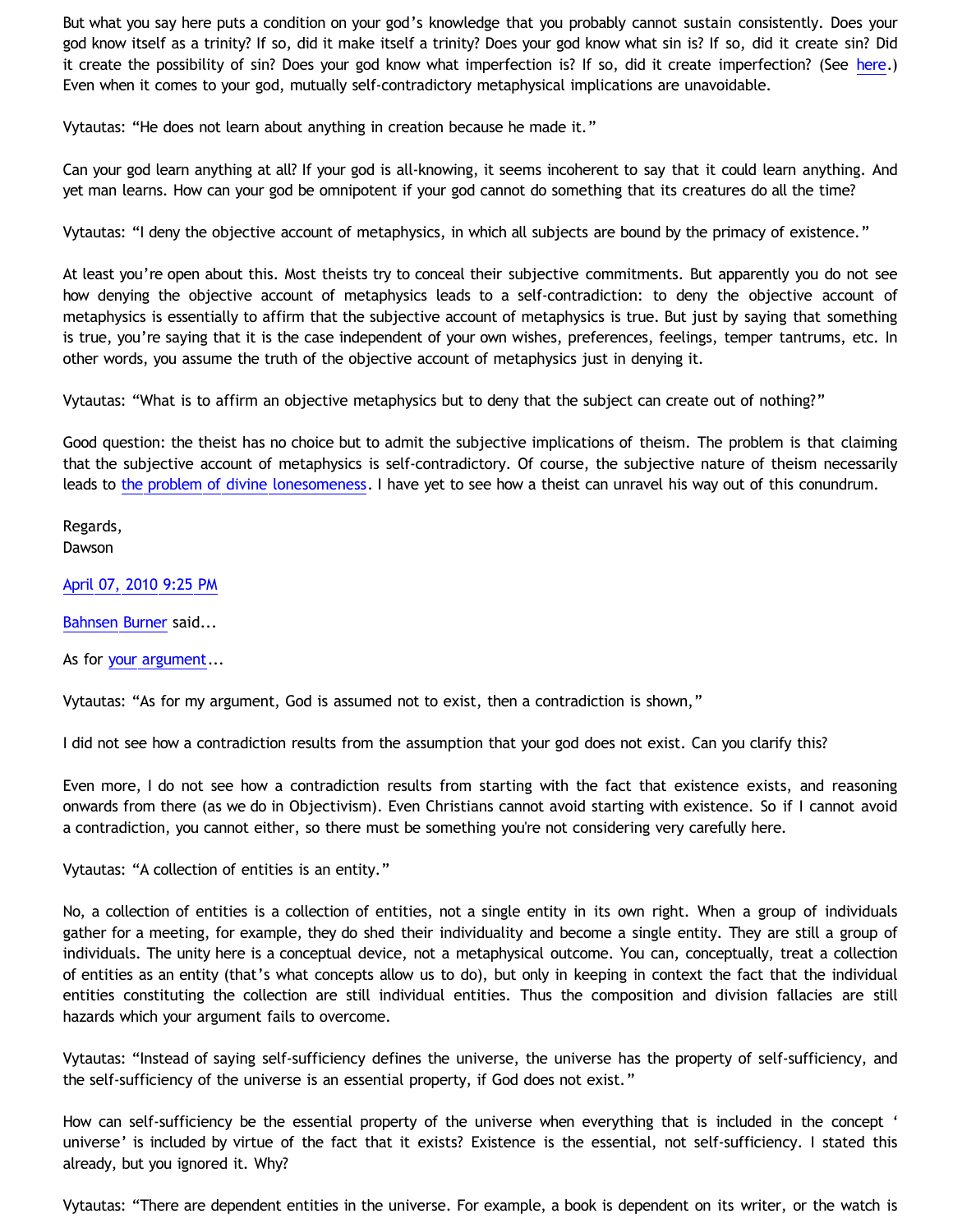But what you say here puts a condition on your god's knowledge that you probably cannot sustain consistently. Does your god know itself as a trinity? If so, did it make itself a trinity? Does your god know what sin is? If so, did it create sin? Did it create the possibility of sin? Does your god know what imperfection is? If so, did it create imperfection? (See here.) Even when it comes to your god, mutually self-contradictory metaphysical implications are unavoidable.

Vytautas: "He does not learn about anything in creation because he made it."

Can your god learn anything at all? If your god is all-knowing, it seems incoherent to say that it could learn anything. And yet man learns. How can your god be omnipotent if your god cannot do something that its creatures do all the time?

Vytautas: "I deny the objective account of metaphysics, in which all subjects are bound by the primacy of existence."

At least you're open about this. Most theists try to conceal their subjective commitments. But apparently you do not see how denying the objective account of metaphysics leads to a self-contradiction: to deny the objective account of metaphysics is essentially to affirm that the subjective account of metaphysics is true. But just by saying that something is true, you're saying that it is the case independent of your own wishes, preferences, feelings, temper tantrums, etc. In other words, you assume the truth of the objective account of metaphysics just in denying it.

Vytautas: "What is to affirm an objective metaphysics but to deny that the subject can create out of nothing?"

Good question: the theist has no choice but to admit the subjective implications of theism. The problem is that claiming that the subjective account of metaphysics is self-contradictory. Of course, the subjective nature of theism necessarily leads to the problem of divine lonesomeness. I have yet to see how a theist can unravel his way out of this conundrum.

Regards,
Dawson

April 07, 2010 9:25 PM

Bahnsen Burner said...

As for your argument...

Vytautas: "As for my argument, God is assumed not to exist, then a contradiction is shown,"

I did not see how a contradiction results from the assumption that your god does not exist. Can you clarify this?

Even more, I do not see how a contradiction results from starting with the fact that existence exists, and reasoning onwards from there (as we do in Objectivism). Even Christians cannot avoid starting with existence. So if I cannot avoid a contradiction, you cannot either, so there must be something you're not considering very carefully here.

Vytautas: "A collection of entities is an entity."

No, a collection of entities is a collection of entities, not a single entity in its own right. When a group of individuals gather for a meeting, for example, they do shed their individuality and become a single entity. They are still a group of individuals. The unity here is a conceptual device, not a metaphysical outcome. You can, conceptually, treat a collection of entities as an entity (that's what concepts allow us to do), but only in keeping in context the fact that the individual entities constituting the collection are still individual entities. Thus the composition and division fallacies are still hazards which your argument fails to overcome.

Vytautas: "Instead of saying self-sufficiency defines the universe, the universe has the property of self-sufficiency, and the self-sufficiency of the universe is an essential property, if God does not exist."

How can self-sufficiency be the essential property of the universe when everything that is included in the concept ' universe' is included by virtue of the fact that it exists? Existence is the essential, not self-sufficiency. I stated this already, but you ignored it. Why?

Vytautas: "There are dependent entities in the universe. For example, a book is dependent on its writer, or the watch is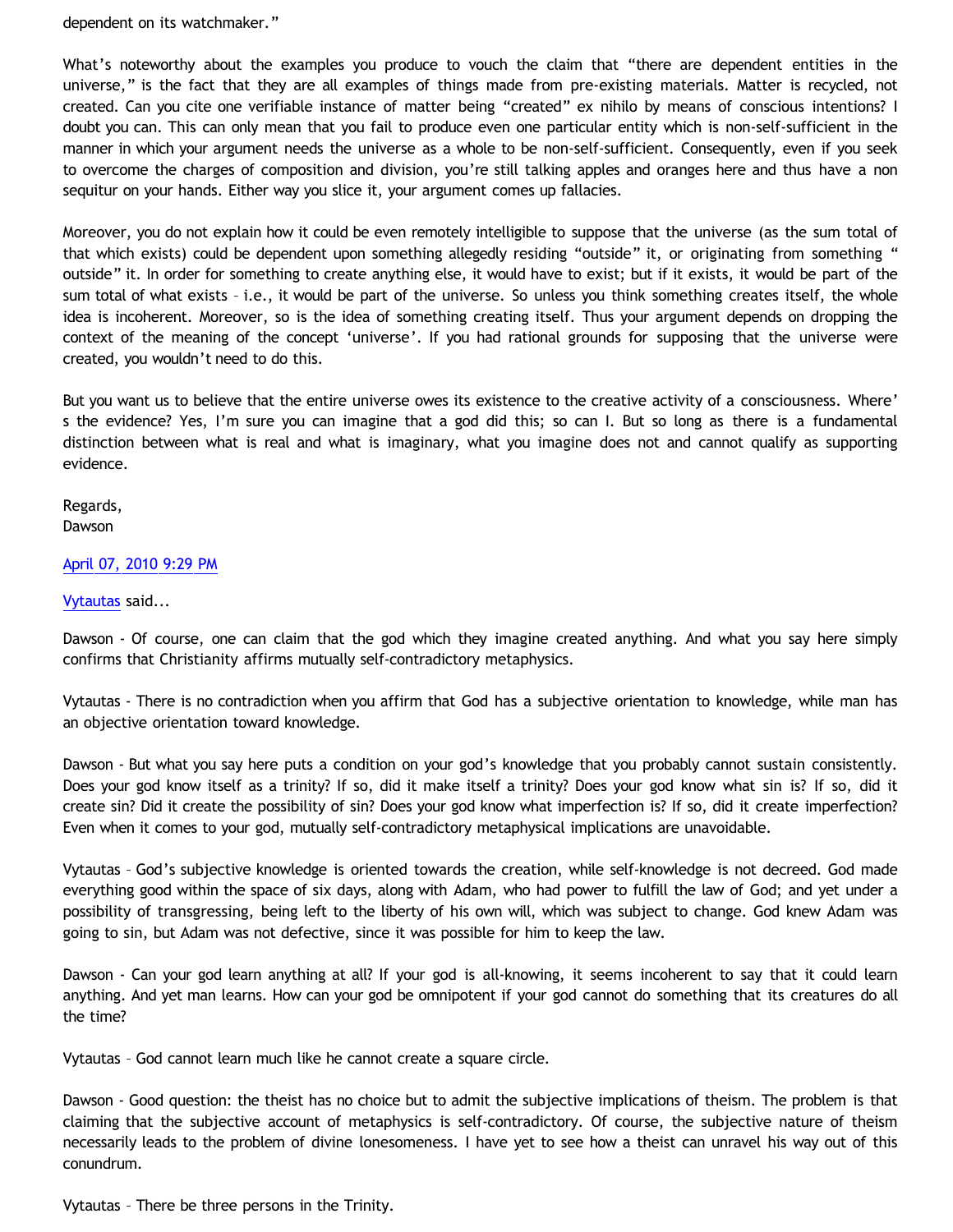dependent on its watchmaker."

What's noteworthy about the examples you produce to vouch the claim that "there are dependent entities in the universe," is the fact that they are all examples of things made from pre-existing materials. Matter is recycled, not created. Can you cite one verifiable instance of matter being "created" ex nihilo by means of conscious intentions? I doubt you can. This can only mean that you fail to produce even one particular entity which is non-self-sufficient in the manner in which your argument needs the universe as a whole to be non-self-sufficient. Consequently, even if you seek to overcome the charges of composition and division, you're still talking apples and oranges here and thus have a non sequitur on your hands. Either way you slice it, your argument comes up fallacies.

Moreover, you do not explain how it could be even remotely intelligible to suppose that the universe (as the sum total of that which exists) could be dependent upon something allegedly residing "outside" it, or originating from something " outside" it. In order for something to create anything else, it would have to exist; but if it exists, it would be part of the sum total of what exists – i.e., it would be part of the universe. So unless you think something creates itself, the whole idea is incoherent. Moreover, so is the idea of something creating itself. Thus your argument depends on dropping the context of the meaning of the concept 'universe'. If you had rational grounds for supposing that the universe were created, you wouldn't need to do this.

But you want us to believe that the entire universe owes its existence to the creative activity of a consciousness. Where's the evidence? Yes, I'm sure you can imagine that a god did this; so can I. But so long as there is a fundamental distinction between what is real and what is imaginary, what you imagine does not and cannot qualify as supporting evidence.

Regards,
Dawson

April 07, 2010 9:29 PM

Vytautas said...

Dawson - Of course, one can claim that the god which they imagine created anything. And what you say here simply confirms that Christianity affirms mutually self-contradictory metaphysics.

Vytautas - There is no contradiction when you affirm that God has a subjective orientation to knowledge, while man has an objective orientation toward knowledge.

Dawson - But what you say here puts a condition on your god's knowledge that you probably cannot sustain consistently. Does your god know itself as a trinity? If so, did it make itself a trinity? Does your god know what sin is? If so, did it create sin? Did it create the possibility of sin? Does your god know what imperfection is? If so, did it create imperfection? Even when it comes to your god, mutually self-contradictory metaphysical implications are unavoidable.

Vytautas – God's subjective knowledge is oriented towards the creation, while self-knowledge is not decreed. God made everything good within the space of six days, along with Adam, who had power to fulfill the law of God; and yet under a possibility of transgressing, being left to the liberty of his own will, which was subject to change. God knew Adam was going to sin, but Adam was not defective, since it was possible for him to keep the law.

Dawson - Can your god learn anything at all? If your god is all-knowing, it seems incoherent to say that it could learn anything. And yet man learns. How can your god be omnipotent if your god cannot do something that its creatures do all the time?

Vytautas – God cannot learn much like he cannot create a square circle.

Dawson - Good question: the theist has no choice but to admit the subjective implications of theism. The problem is that claiming that the subjective account of metaphysics is self-contradictory. Of course, the subjective nature of theism necessarily leads to the problem of divine lonesomeness. I have yet to see how a theist can unravel his way out of this conundrum.

Vytautas – There be three persons in the Trinity.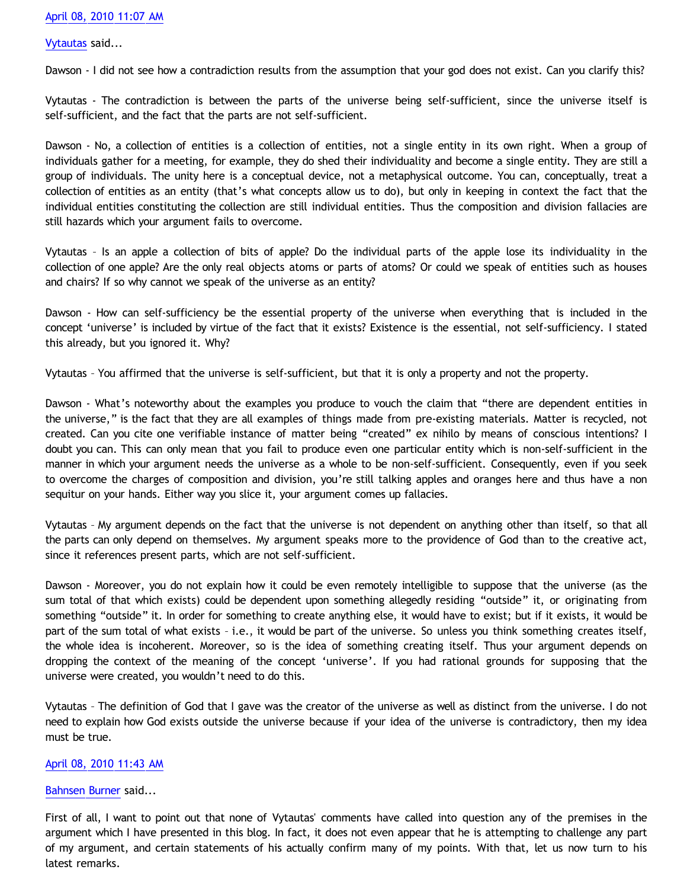April 08, 2010 11:07 AM

Vytautas said...

Dawson - I did not see how a contradiction results from the assumption that your god does not exist. Can you clarify this?

Vytautas - The contradiction is between the parts of the universe being self-sufficient, since the universe itself is self-sufficient, and the fact that the parts are not self-sufficient.

Dawson - No, a collection of entities is a collection of entities, not a single entity in its own right. When a group of individuals gather for a meeting, for example, they do shed their individuality and become a single entity. They are still a group of individuals. The unity here is a conceptual device, not a metaphysical outcome. You can, conceptually, treat a collection of entities as an entity (that's what concepts allow us to do), but only in keeping in context the fact that the individual entities constituting the collection are still individual entities. Thus the composition and division fallacies are still hazards which your argument fails to overcome.

Vytautas – Is an apple a collection of bits of apple? Do the individual parts of the apple lose its individuality in the collection of one apple? Are the only real objects atoms or parts of atoms? Or could we speak of entities such as houses and chairs? If so why cannot we speak of the universe as an entity?

Dawson - How can self-sufficiency be the essential property of the universe when everything that is included in the concept 'universe' is included by virtue of the fact that it exists? Existence is the essential, not self-sufficiency. I stated this already, but you ignored it. Why?

Vytautas – You affirmed that the universe is self-sufficient, but that it is only a property and not the property.

Dawson - What's noteworthy about the examples you produce to vouch the claim that "there are dependent entities in the universe," is the fact that they are all examples of things made from pre-existing materials. Matter is recycled, not created. Can you cite one verifiable instance of matter being "created" ex nihilo by means of conscious intentions? I doubt you can. This can only mean that you fail to produce even one particular entity which is non-self-sufficient in the manner in which your argument needs the universe as a whole to be non-self-sufficient. Consequently, even if you seek to overcome the charges of composition and division, you're still talking apples and oranges here and thus have a non sequitur on your hands. Either way you slice it, your argument comes up fallacies.

Vytautas – My argument depends on the fact that the universe is not dependent on anything other than itself, so that all the parts can only depend on themselves. My argument speaks more to the providence of God than to the creative act, since it references present parts, which are not self-sufficient.

Dawson - Moreover, you do not explain how it could be even remotely intelligible to suppose that the universe (as the sum total of that which exists) could be dependent upon something allegedly residing "outside" it, or originating from something "outside" it. In order for something to create anything else, it would have to exist; but if it exists, it would be part of the sum total of what exists – i.e., it would be part of the universe. So unless you think something creates itself, the whole idea is incoherent. Moreover, so is the idea of something creating itself. Thus your argument depends on dropping the context of the meaning of the concept 'universe'. If you had rational grounds for supposing that the universe were created, you wouldn't need to do this.

Vytautas – The definition of God that I gave was the creator of the universe as well as distinct from the universe. I do not need to explain how God exists outside the universe because if your idea of the universe is contradictory, then my idea must be true.

April 08, 2010 11:43 AM

Bahnsen Burner said...

First of all, I want to point out that none of Vytautas' comments have called into question any of the premises in the argument which I have presented in this blog. In fact, it does not even appear that he is attempting to challenge any part of my argument, and certain statements of his actually confirm many of my points. With that, let us now turn to his latest remarks.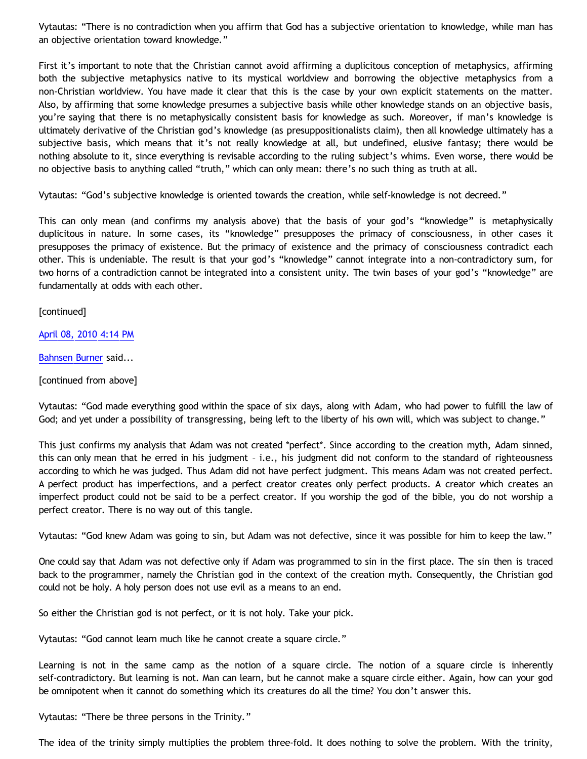Vytautas: “There is no contradiction when you affirm that God has a subjective orientation to knowledge, while man has an objective orientation toward knowledge.”

First it’s important to note that the Christian cannot avoid affirming a duplicitous conception of metaphysics, affirming both the subjective metaphysics native to its mystical worldview and borrowing the objective metaphysics from a non-Christian worldview. You have made it clear that this is the case by your own explicit statements on the matter. Also, by affirming that some knowledge presumes a subjective basis while other knowledge stands on an objective basis, you’re saying that there is no metaphysically consistent basis for knowledge as such. Moreover, if man’s knowledge is ultimately derivative of the Christian god’s knowledge (as presuppositionalists claim), then all knowledge ultimately has a subjective basis, which means that it’s not really knowledge at all, but undefined, elusive fantasy; there would be nothing absolute to it, since everything is revisable according to the ruling subject’s whims. Even worse, there would be no objective basis to anything called “truth,” which can only mean: there’s no such thing as truth at all.

Vytautas: “God’s subjective knowledge is oriented towards the creation, while self-knowledge is not decreed.”

This can only mean (and confirms my analysis above) that the basis of your god’s “knowledge” is metaphysically duplicitous in nature. In some cases, its “knowledge” presupposes the primacy of consciousness, in other cases it presupposes the primacy of existence. But the primacy of existence and the primacy of consciousness contradict each other. This is undeniable. The result is that your god’s “knowledge” cannot integrate into a non-contradictory sum, for two horns of a contradiction cannot be integrated into a consistent unity. The twin bases of your god’s “knowledge” are fundamentally at odds with each other.

[continued]

April 08, 2010 4:14 PM

Bahnsen Burner said...

[continued from above]

Vytautas: “God made everything good within the space of six days, along with Adam, who had power to fulfill the law of God; and yet under a possibility of transgressing, being left to the liberty of his own will, which was subject to change.”

This just confirms my analysis that Adam was not created *perfect*. Since according to the creation myth, Adam sinned, this can only mean that he erred in his judgment – i.e., his judgment did not conform to the standard of righteousness according to which he was judged. Thus Adam did not have perfect judgment. This means Adam was not created perfect. A perfect product has imperfections, and a perfect creator creates only perfect products. A creator which creates an imperfect product could not be said to be a perfect creator. If you worship the god of the bible, you do not worship a perfect creator. There is no way out of this tangle.

Vytautas: “God knew Adam was going to sin, but Adam was not defective, since it was possible for him to keep the law.”

One could say that Adam was not defective only if Adam was programmed to sin in the first place. The sin then is traced back to the programmer, namely the Christian god in the context of the creation myth. Consequently, the Christian god could not be holy. A holy person does not use evil as a means to an end.

So either the Christian god is not perfect, or it is not holy. Take your pick.

Vytautas: “God cannot learn much like he cannot create a square circle.”

Learning is not in the same camp as the notion of a square circle. The notion of a square circle is inherently self-contradictory. But learning is not. Man can learn, but he cannot make a square circle either. Again, how can your god be omnipotent when it cannot do something which its creatures do all the time? You don’t answer this.

Vytautas: “There be three persons in the Trinity.”

The idea of the trinity simply multiplies the problem three-fold. It does nothing to solve the problem. With the trinity,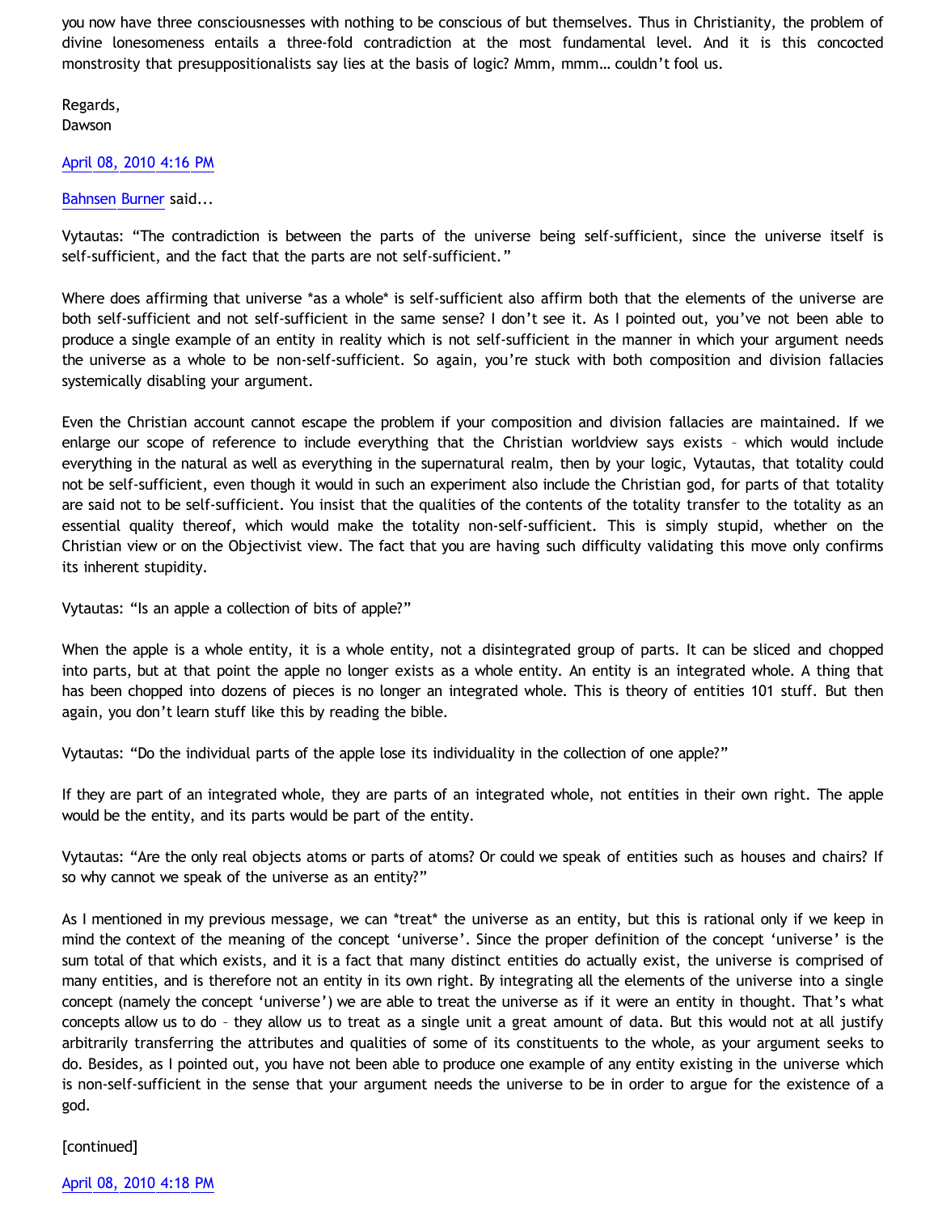you now have three consciousnesses with nothing to be conscious of but themselves. Thus in Christianity, the problem of divine lonesomeness entails a three-fold contradiction at the most fundamental level. And it is this concocted monstrosity that presuppositionalists say lies at the basis of logic? Mmm, mmm… couldn't fool us.

Regards,
Dawson

April 08, 2010 4:16 PM

Bahnsen Burner said...

Vytautas: "The contradiction is between the parts of the universe being self-sufficient, since the universe itself is self-sufficient, and the fact that the parts are not self-sufficient."

Where does affirming that universe *as a whole* is self-sufficient also affirm both that the elements of the universe are both self-sufficient and not self-sufficient in the same sense? I don't see it. As I pointed out, you've not been able to produce a single example of an entity in reality which is not self-sufficient in the manner in which your argument needs the universe as a whole to be non-self-sufficient. So again, you're stuck with both composition and division fallacies systemically disabling your argument.

Even the Christian account cannot escape the problem if your composition and division fallacies are maintained. If we enlarge our scope of reference to include everything that the Christian worldview says exists – which would include everything in the natural as well as everything in the supernatural realm, then by your logic, Vytautas, that totality could not be self-sufficient, even though it would in such an experiment also include the Christian god, for parts of that totality are said not to be self-sufficient. You insist that the qualities of the contents of the totality transfer to the totality as an essential quality thereof, which would make the totality non-self-sufficient. This is simply stupid, whether on the Christian view or on the Objectivist view. The fact that you are having such difficulty validating this move only confirms its inherent stupidity.

Vytautas: "Is an apple a collection of bits of apple?"

When the apple is a whole entity, it is a whole entity, not a disintegrated group of parts. It can be sliced and chopped into parts, but at that point the apple no longer exists as a whole entity. An entity is an integrated whole. A thing that has been chopped into dozens of pieces is no longer an integrated whole. This is theory of entities 101 stuff. But then again, you don't learn stuff like this by reading the bible.

Vytautas: "Do the individual parts of the apple lose its individuality in the collection of one apple?"

If they are part of an integrated whole, they are parts of an integrated whole, not entities in their own right. The apple would be the entity, and its parts would be part of the entity.

Vytautas: "Are the only real objects atoms or parts of atoms? Or could we speak of entities such as houses and chairs? If so why cannot we speak of the universe as an entity?"

As I mentioned in my previous message, we can *treat* the universe as an entity, but this is rational only if we keep in mind the context of the meaning of the concept 'universe'. Since the proper definition of the concept 'universe' is the sum total of that which exists, and it is a fact that many distinct entities do actually exist, the universe is comprised of many entities, and is therefore not an entity in its own right. By integrating all the elements of the universe into a single concept (namely the concept 'universe') we are able to treat the universe as if it were an entity in thought. That's what concepts allow us to do – they allow us to treat as a single unit a great amount of data. But this would not at all justify arbitrarily transferring the attributes and qualities of some of its constituents to the whole, as your argument seeks to do. Besides, as I pointed out, you have not been able to produce one example of any entity existing in the universe which is non-self-sufficient in the sense that your argument needs the universe to be in order to argue for the existence of a god.

[continued]

April 08, 2010 4:18 PM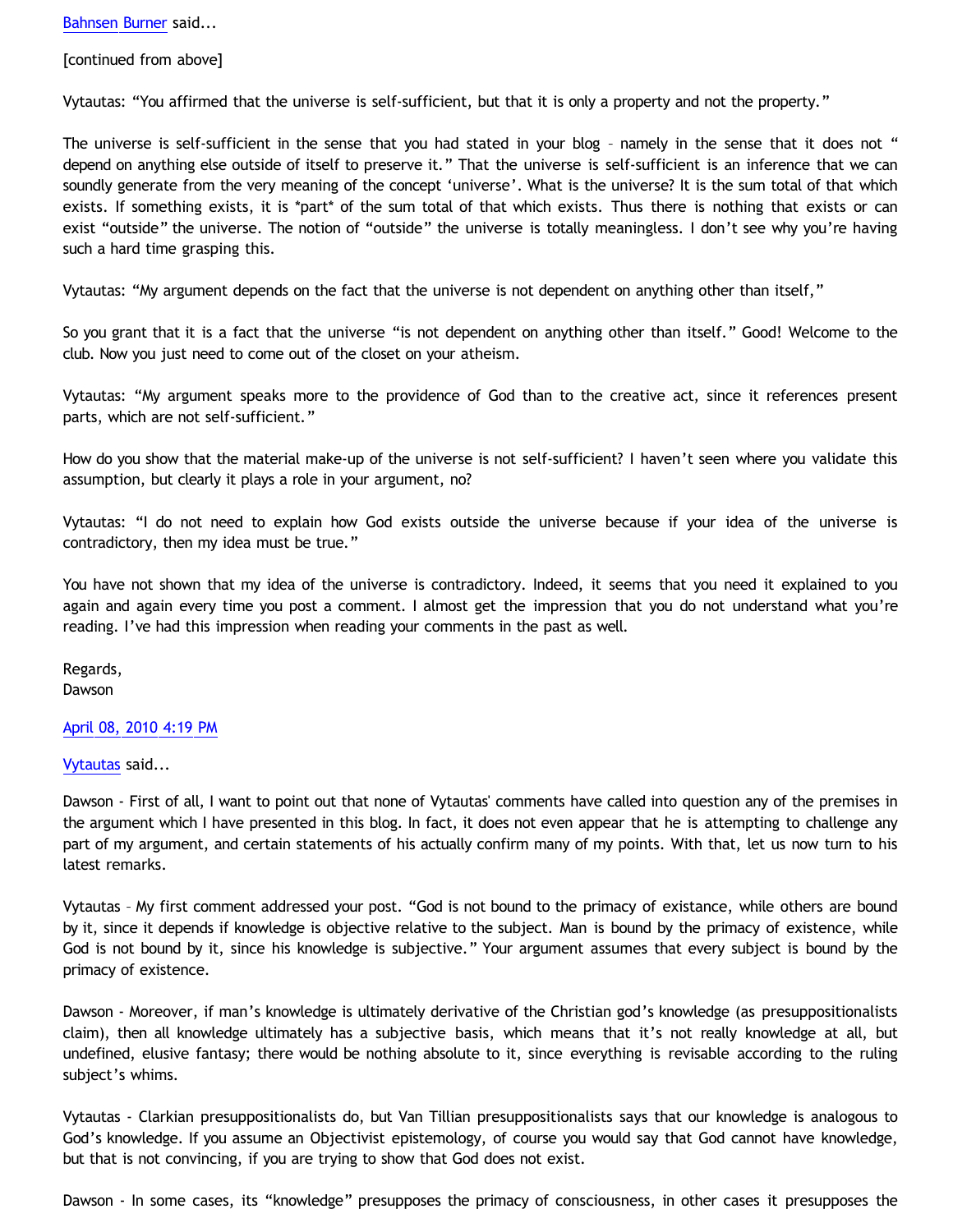Bahnsen Burner said...

[continued from above]

Vytautas: “You affirmed that the universe is self-sufficient, but that it is only a property and not the property.”

The universe is self-sufficient in the sense that you had stated in your blog – namely in the sense that it does not “ depend on anything else outside of itself to preserve it.” That the universe is self-sufficient is an inference that we can soundly generate from the very meaning of the concept ‘universe’. What is the universe? It is the sum total of that which exists. If something exists, it is *part* of the sum total of that which exists. Thus there is nothing that exists or can exist “outside” the universe. The notion of “outside” the universe is totally meaningless. I don’t see why you’re having such a hard time grasping this.

Vytautas: “My argument depends on the fact that the universe is not dependent on anything other than itself,”

So you grant that it is a fact that the universe “is not dependent on anything other than itself.” Good! Welcome to the club. Now you just need to come out of the closet on your atheism.

Vytautas: “My argument speaks more to the providence of God than to the creative act, since it references present parts, which are not self-sufficient.”

How do you show that the material make-up of the universe is not self-sufficient? I haven’t seen where you validate this assumption, but clearly it plays a role in your argument, no?

Vytautas: “I do not need to explain how God exists outside the universe because if your idea of the universe is contradictory, then my idea must be true.”

You have not shown that my idea of the universe is contradictory. Indeed, it seems that you need it explained to you again and again every time you post a comment. I almost get the impression that you do not understand what you’re reading. I’ve had this impression when reading your comments in the past as well.

Regards,
Dawson

April 08, 2010 4:19 PM

Vytautas said...

Dawson - First of all, I want to point out that none of Vytautas' comments have called into question any of the premises in the argument which I have presented in this blog. In fact, it does not even appear that he is attempting to challenge any part of my argument, and certain statements of his actually confirm many of my points. With that, let us now turn to his latest remarks.

Vytautas – My first comment addressed your post. “God is not bound to the primacy of existance, while others are bound by it, since it depends if knowledge is objective relative to the subject. Man is bound by the primacy of existence, while God is not bound by it, since his knowledge is subjective.” Your argument assumes that every subject is bound by the primacy of existence.

Dawson - Moreover, if man’s knowledge is ultimately derivative of the Christian god’s knowledge (as presuppositionalists claim), then all knowledge ultimately has a subjective basis, which means that it’s not really knowledge at all, but undefined, elusive fantasy; there would be nothing absolute to it, since everything is revisable according to the ruling subject’s whims.

Vytautas - Clarkian presuppositionalists do, but Van Tillian presuppositionalists says that our knowledge is analogous to God’s knowledge. If you assume an Objectivist epistemology, of course you would say that God cannot have knowledge, but that is not convincing, if you are trying to show that God does not exist.

Dawson - In some cases, its “knowledge” presupposes the primacy of consciousness, in other cases it presupposes the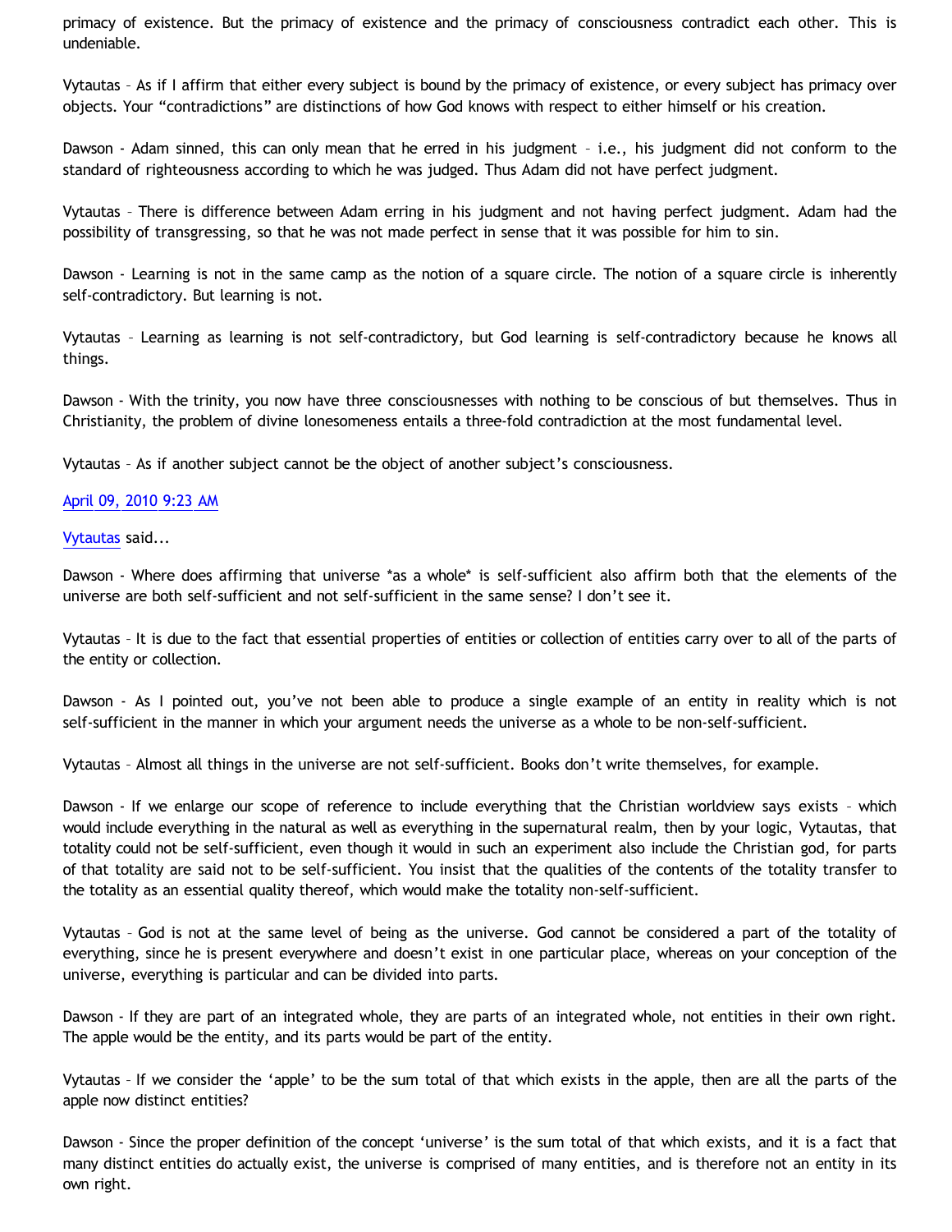primacy of existence. But the primacy of existence and the primacy of consciousness contradict each other. This is undeniable.

Vytautas – As if I affirm that either every subject is bound by the primacy of existence, or every subject has primacy over objects. Your "contradictions" are distinctions of how God knows with respect to either himself or his creation.

Dawson - Adam sinned, this can only mean that he erred in his judgment – i.e., his judgment did not conform to the standard of righteousness according to which he was judged. Thus Adam did not have perfect judgment.

Vytautas – There is difference between Adam erring in his judgment and not having perfect judgment. Adam had the possibility of transgressing, so that he was not made perfect in sense that it was possible for him to sin.

Dawson - Learning is not in the same camp as the notion of a square circle. The notion of a square circle is inherently self-contradictory. But learning is not.

Vytautas – Learning as learning is not self-contradictory, but God learning is self-contradictory because he knows all things.

Dawson - With the trinity, you now have three consciousnesses with nothing to be conscious of but themselves. Thus in Christianity, the problem of divine lonesomeness entails a three-fold contradiction at the most fundamental level.

Vytautas – As if another subject cannot be the object of another subject's consciousness.

April 09, 2010 9:23 AM

Vytautas said...

Dawson - Where does affirming that universe *as a whole* is self-sufficient also affirm both that the elements of the universe are both self-sufficient and not self-sufficient in the same sense? I don't see it.

Vytautas – It is due to the fact that essential properties of entities or collection of entities carry over to all of the parts of the entity or collection.

Dawson - As I pointed out, you've not been able to produce a single example of an entity in reality which is not self-sufficient in the manner in which your argument needs the universe as a whole to be non-self-sufficient.

Vytautas – Almost all things in the universe are not self-sufficient. Books don't write themselves, for example.

Dawson - If we enlarge our scope of reference to include everything that the Christian worldview says exists – which would include everything in the natural as well as everything in the supernatural realm, then by your logic, Vytautas, that totality could not be self-sufficient, even though it would in such an experiment also include the Christian god, for parts of that totality are said not to be self-sufficient. You insist that the qualities of the contents of the totality transfer to the totality as an essential quality thereof, which would make the totality non-self-sufficient.

Vytautas – God is not at the same level of being as the universe. God cannot be considered a part of the totality of everything, since he is present everywhere and doesn't exist in one particular place, whereas on your conception of the universe, everything is particular and can be divided into parts.

Dawson - If they are part of an integrated whole, they are parts of an integrated whole, not entities in their own right. The apple would be the entity, and its parts would be part of the entity.

Vytautas – If we consider the 'apple' to be the sum total of that which exists in the apple, then are all the parts of the apple now distinct entities?

Dawson - Since the proper definition of the concept 'universe' is the sum total of that which exists, and it is a fact that many distinct entities do actually exist, the universe is comprised of many entities, and is therefore not an entity in its own right.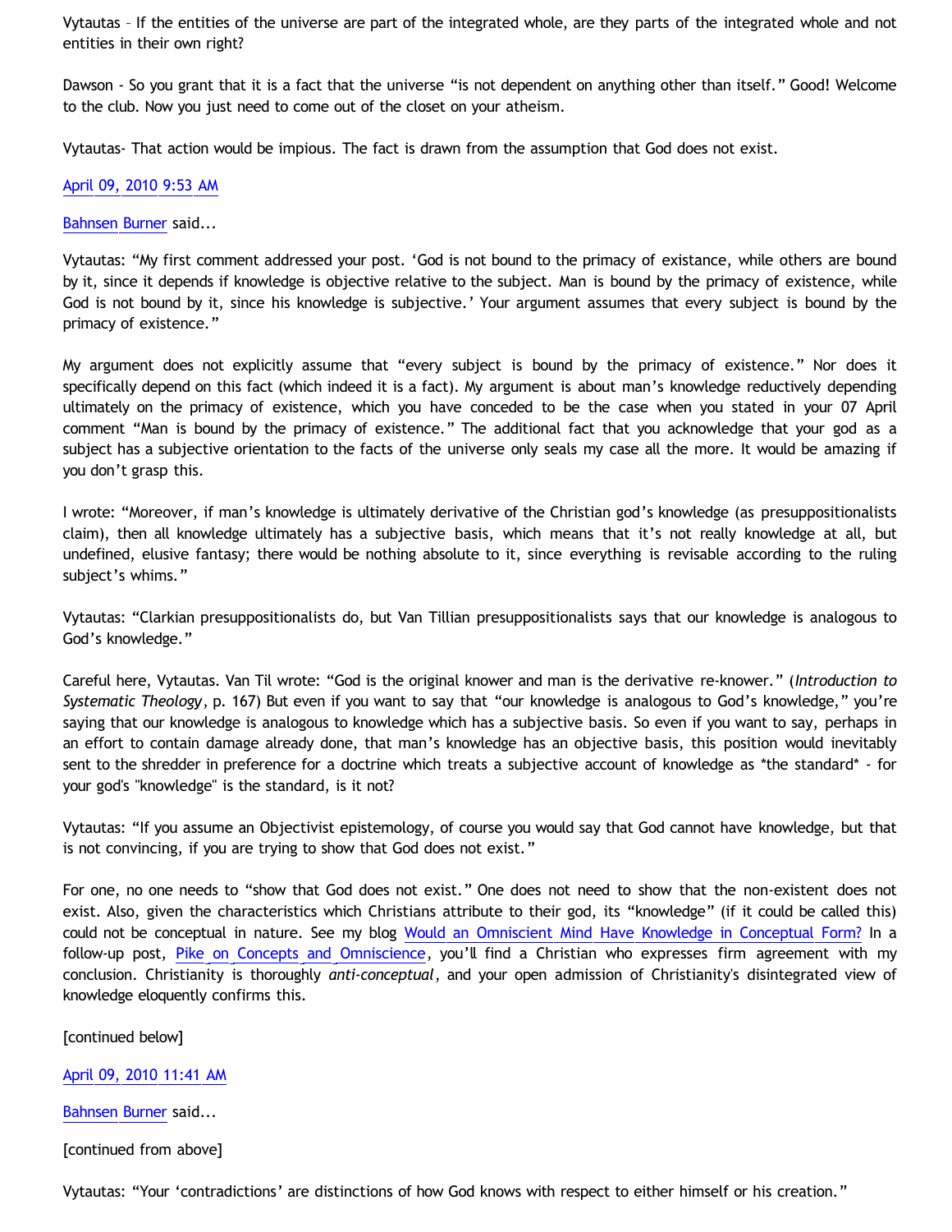Vytautas – If the entities of the universe are part of the integrated whole, are they parts of the integrated whole and not entities in their own right?

Dawson - So you grant that it is a fact that the universe "is not dependent on anything other than itself." Good! Welcome to the club. Now you just need to come out of the closet on your atheism.

Vytautas- That action would be impious. The fact is drawn from the assumption that God does not exist.

April 09, 2010 9:53 AM

Bahnsen Burner said...

Vytautas: "My first comment addressed your post. 'God is not bound to the primacy of existance, while others are bound by it, since it depends if knowledge is objective relative to the subject. Man is bound by the primacy of existence, while God is not bound by it, since his knowledge is subjective.' Your argument assumes that every subject is bound by the primacy of existence."

My argument does not explicitly assume that "every subject is bound by the primacy of existence." Nor does it specifically depend on this fact (which indeed it is a fact). My argument is about man's knowledge reductively depending ultimately on the primacy of existence, which you have conceded to be the case when you stated in your 07 April comment "Man is bound by the primacy of existence." The additional fact that you acknowledge that your god as a subject has a subjective orientation to the facts of the universe only seals my case all the more. It would be amazing if you don't grasp this.

I wrote: "Moreover, if man's knowledge is ultimately derivative of the Christian god's knowledge (as presuppositionalists claim), then all knowledge ultimately has a subjective basis, which means that it's not really knowledge at all, but undefined, elusive fantasy; there would be nothing absolute to it, since everything is revisable according to the ruling subject's whims."

Vytautas: "Clarkian presuppositionalists do, but Van Tillian presuppositionalists says that our knowledge is analogous to God's knowledge."

Careful here, Vytautas. Van Til wrote: "God is the original knower and man is the derivative re-knower." (*Introduction to Systematic Theology*, p. 167) But even if you want to say that "our knowledge is analogous to God's knowledge," you're saying that our knowledge is analogous to knowledge which has a subjective basis. So even if you want to say, perhaps in an effort to contain damage already done, that man's knowledge has an objective basis, this position would inevitably sent to the shredder in preference for a doctrine which treats a subjective account of knowledge as *the standard* - for your god's "knowledge" is the standard, is it not?

Vytautas: "If you assume an Objectivist epistemology, of course you would say that God cannot have knowledge, but that is not convincing, if you are trying to show that God does not exist."

For one, no one needs to "show that God does not exist." One does not need to show that the non-existent does not exist. Also, given the characteristics which Christians attribute to their god, its "knowledge" (if it could be called this) could not be conceptual in nature. See my blog Would an Omniscient Mind Have Knowledge in Conceptual Form? In a follow-up post, Pike on Concepts and Omniscience, you'll find a Christian who expresses firm agreement with my conclusion. Christianity is thoroughly *anti-conceptual*, and your open admission of Christianity's disintegrated view of knowledge eloquently confirms this.

[continued below]

April 09, 2010 11:41 AM

Bahnsen Burner said...

[continued from above]

Vytautas: "Your 'contradictions' are distinctions of how God knows with respect to either himself or his creation."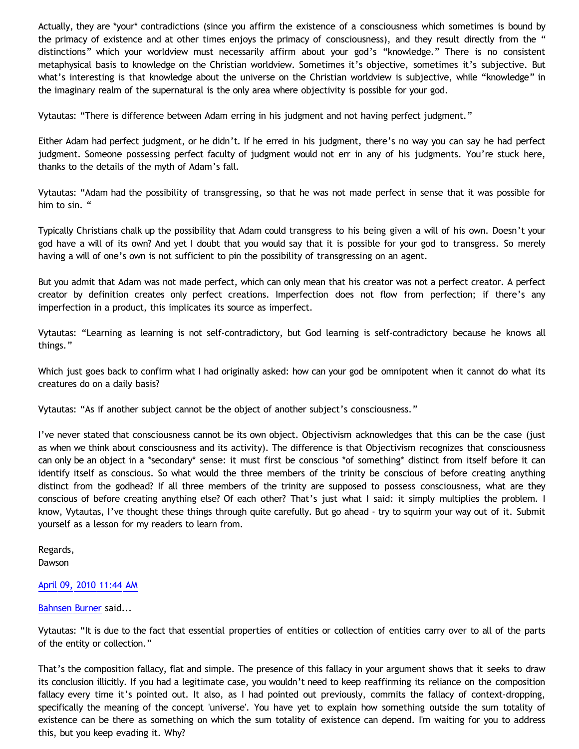Actually, they are *your* contradictions (since you affirm the existence of a consciousness which sometimes is bound by the primacy of existence and at other times enjoys the primacy of consciousness), and they result directly from the " distinctions" which your worldview must necessarily affirm about your god's "knowledge." There is no consistent metaphysical basis to knowledge on the Christian worldview. Sometimes it's objective, sometimes it's subjective. But what's interesting is that knowledge about the universe on the Christian worldview is subjective, while "knowledge" in the imaginary realm of the supernatural is the only area where objectivity is possible for your god.

Vytautas: "There is difference between Adam erring in his judgment and not having perfect judgment."

Either Adam had perfect judgment, or he didn't. If he erred in his judgment, there's no way you can say he had perfect judgment. Someone possessing perfect faculty of judgment would not err in any of his judgments. You're stuck here, thanks to the details of the myth of Adam's fall.

Vytautas: "Adam had the possibility of transgressing, so that he was not made perfect in sense that it was possible for him to sin. "

Typically Christians chalk up the possibility that Adam could transgress to his being given a will of his own. Doesn't your god have a will of its own? And yet I doubt that you would say that it is possible for your god to transgress. So merely having a will of one's own is not sufficient to pin the possibility of transgressing on an agent.

But you admit that Adam was not made perfect, which can only mean that his creator was not a perfect creator. A perfect creator by definition creates only perfect creations. Imperfection does not flow from perfection; if there's any imperfection in a product, this implicates its source as imperfect.

Vytautas: "Learning as learning is not self-contradictory, but God learning is self-contradictory because he knows all things."

Which just goes back to confirm what I had originally asked: how can your god be omnipotent when it cannot do what its creatures do on a daily basis?

Vytautas: "As if another subject cannot be the object of another subject's consciousness."

I've never stated that consciousness cannot be its own object. Objectivism acknowledges that this can be the case (just as when we think about consciousness and its activity). The difference is that Objectivism recognizes that consciousness can only be an object in a *secondary* sense: it must first be conscious *of something* distinct from itself before it can identify itself as conscious. So what would the three members of the trinity be conscious of before creating anything distinct from the godhead? If all three members of the trinity are supposed to possess consciousness, what are they conscious of before creating anything else? Of each other? That's just what I said: it simply multiplies the problem. I know, Vytautas, I've thought these things through quite carefully. But go ahead - try to squirm your way out of it. Submit yourself as a lesson for my readers to learn from.

Regards,
Dawson

April 09, 2010 11:44 AM

Bahnsen Burner said...

Vytautas: "It is due to the fact that essential properties of entities or collection of entities carry over to all of the parts of the entity or collection."

That's the composition fallacy, flat and simple. The presence of this fallacy in your argument shows that it seeks to draw its conclusion illicitly. If you had a legitimate case, you wouldn't need to keep reaffirming its reliance on the composition fallacy every time it's pointed out. It also, as I had pointed out previously, commits the fallacy of context-dropping, specifically the meaning of the concept 'universe'. You have yet to explain how something outside the sum totality of existence can be there as something on which the sum totality of existence can depend. I'm waiting for you to address this, but you keep evading it. Why?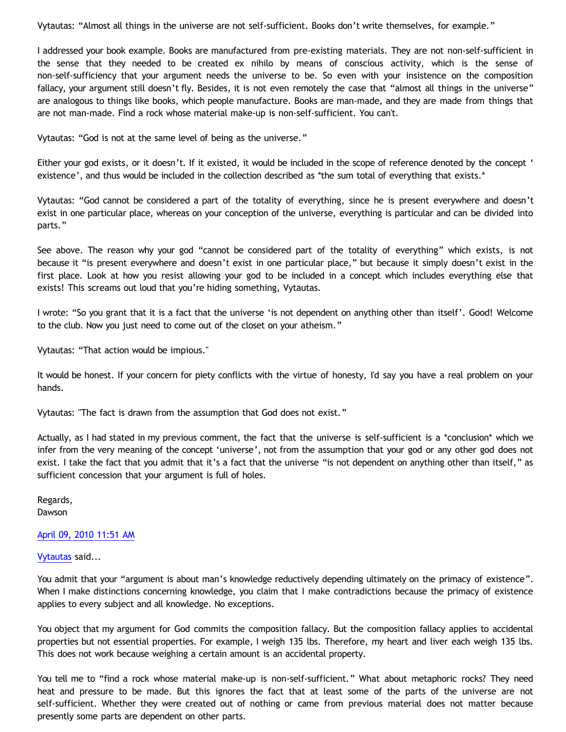Vytautas: “Almost all things in the universe are not self-sufficient. Books don’t write themselves, for example.”

I addressed your book example. Books are manufactured from pre-existing materials. They are not non-self-sufficient in the sense that they needed to be created ex nihilo by means of conscious activity, which is the sense of non-self-sufficiency that your argument needs the universe to be. So even with your insistence on the composition fallacy, your argument still doesn’t fly. Besides, it is not even remotely the case that “almost all things in the universe” are analogous to things like books, which people manufacture. Books are man-made, and they are made from things that are not man-made. Find a rock whose material make-up is non-self-sufficient. You can't.

Vytautas: “God is not at the same level of being as the universe.”

Either your god exists, or it doesn’t. If it existed, it would be included in the scope of reference denoted by the concept ‘existence’, and thus would be included in the collection described as *the sum total of everything that exists.*

Vytautas: “God cannot be considered a part of the totality of everything, since he is present everywhere and doesn’t exist in one particular place, whereas on your conception of the universe, everything is particular and can be divided into parts.”

See above. The reason why your god “cannot be considered part of the totality of everything” which exists, is not because it “is present everywhere and doesn’t exist in one particular place,” but because it simply doesn’t exist in the first place. Look at how you resist allowing your god to be included in a concept which includes everything else that exists! This screams out loud that you’re hiding something, Vytautas.

I wrote: “So you grant that it is a fact that the universe ‘is not dependent on anything other than itself’. Good! Welcome to the club. Now you just need to come out of the closet on your atheism.”

Vytautas: “That action would be impious."

It would be honest. If your concern for piety conflicts with the virtue of honesty, I'd say you have a real problem on your hands.

Vytautas: "The fact is drawn from the assumption that God does not exist.”

Actually, as I had stated in my previous comment, the fact that the universe is self-sufficient is a *conclusion* which we infer from the very meaning of the concept ‘universe’, not from the assumption that your god or any other god does not exist. I take the fact that you admit that it’s a fact that the universe “is not dependent on anything other than itself,” as sufficient concession that your argument is full of holes.

Regards,
Dawson

April 09, 2010 11:51 AM

Vytautas said...

You admit that your “argument is about man’s knowledge reductively depending ultimately on the primacy of existence”. When I make distinctions concerning knowledge, you claim that I make contradictions because the primacy of existence applies to every subject and all knowledge. No exceptions.

You object that my argument for God commits the composition fallacy. But the composition fallacy applies to accidental properties but not essential properties. For example, I weigh 135 lbs. Therefore, my heart and liver each weigh 135 lbs. This does not work because weighing a certain amount is an accidental property.

You tell me to “find a rock whose material make-up is non-self-sufficient.” What about metaphoric rocks? They need heat and pressure to be made. But this ignores the fact that at least some of the parts of the universe are not self-sufficient. Whether they were created out of nothing or came from previous material does not matter because presently some parts are dependent on other parts.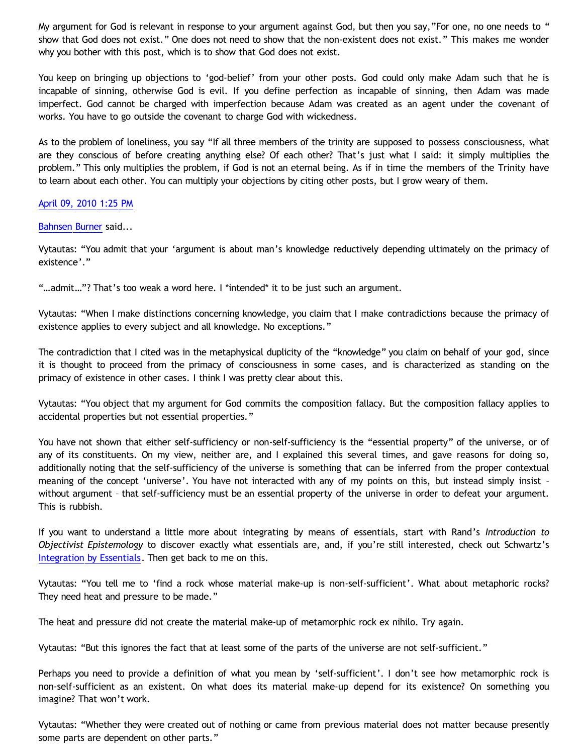My argument for God is relevant in response to your argument against God, but then you say,"For one, no one needs to " show that God does not exist." One does not need to show that the non-existent does not exist." This makes me wonder why you bother with this post, which is to show that God does not exist.

You keep on bringing up objections to 'god-belief' from your other posts. God could only make Adam such that he is incapable of sinning, otherwise God is evil. If you define perfection as incapable of sinning, then Adam was made imperfect. God cannot be charged with imperfection because Adam was created as an agent under the covenant of works. You have to go outside the covenant to charge God with wickedness.

As to the problem of loneliness, you say "If all three members of the trinity are supposed to possess consciousness, what are they conscious of before creating anything else? Of each other? That's just what I said: it simply multiplies the problem." This only multiplies the problem, if God is not an eternal being. As if in time the members of the Trinity have to learn about each other. You can multiply your objections by citing other posts, but I grow weary of them.

April 09, 2010 1:25 PM

Bahnsen Burner said...

Vytautas: "You admit that your 'argument is about man's knowledge reductively depending ultimately on the primacy of existence'."

"…admit…"? That's too weak a word here. I *intended* it to be just such an argument.

Vytautas: "When I make distinctions concerning knowledge, you claim that I make contradictions because the primacy of existence applies to every subject and all knowledge. No exceptions."

The contradiction that I cited was in the metaphysical duplicity of the "knowledge" you claim on behalf of your god, since it is thought to proceed from the primacy of consciousness in some cases, and is characterized as standing on the primacy of existence in other cases. I think I was pretty clear about this.

Vytautas: "You object that my argument for God commits the composition fallacy. But the composition fallacy applies to accidental properties but not essential properties."

You have not shown that either self-sufficiency or non-self-sufficiency is the "essential property" of the universe, or of any of its constituents. On my view, neither are, and I explained this several times, and gave reasons for doing so, additionally noting that the self-sufficiency of the universe is something that can be inferred from the proper contextual meaning of the concept 'universe'. You have not interacted with any of my points on this, but instead simply insist – without argument – that self-sufficiency must be an essential property of the universe in order to defeat your argument. This is rubbish.

If you want to understand a little more about integrating by means of essentials, start with Rand's *Introduction to Objectivist Epistemology* to discover exactly what essentials are, and, if you're still interested, check out Schwartz's Integration by Essentials. Then get back to me on this.

Vytautas: "You tell me to 'find a rock whose material make-up is non-self-sufficient'. What about metaphoric rocks? They need heat and pressure to be made."

The heat and pressure did not create the material make-up of metamorphic rock ex nihilo. Try again.

Vytautas: "But this ignores the fact that at least some of the parts of the universe are not self-sufficient."

Perhaps you need to provide a definition of what you mean by 'self-sufficient'. I don't see how metamorphic rock is non-self-sufficient as an existent. On what does its material make-up depend for its existence? On something you imagine? That won't work.

Vytautas: "Whether they were created out of nothing or came from previous material does not matter because presently some parts are dependent on other parts."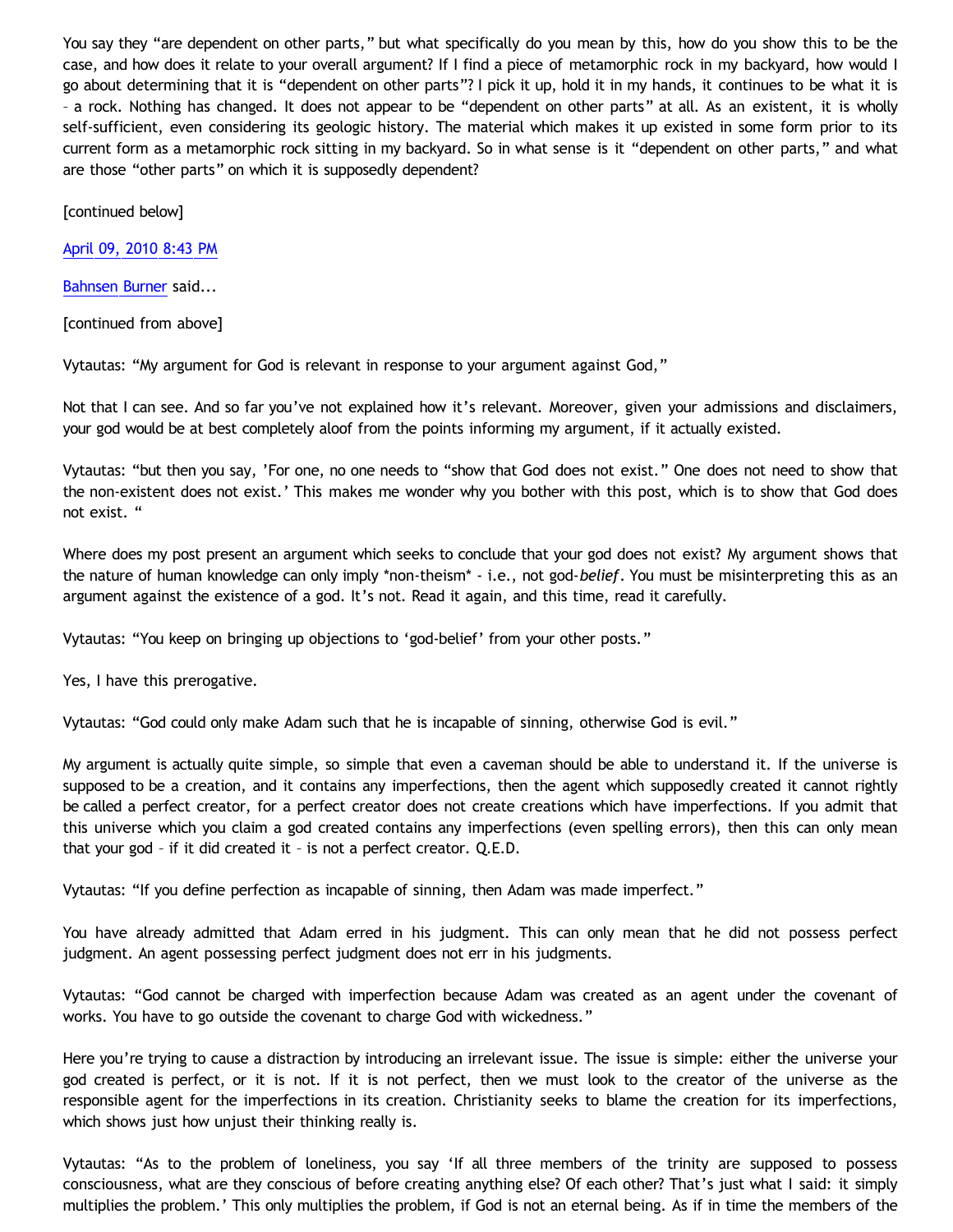You say they "are dependent on other parts," but what specifically do you mean by this, how do you show this to be the case, and how does it relate to your overall argument? If I find a piece of metamorphic rock in my backyard, how would I go about determining that it is "dependent on other parts"? I pick it up, hold it in my hands, it continues to be what it is – a rock. Nothing has changed. It does not appear to be "dependent on other parts" at all. As an existent, it is wholly self-sufficient, even considering its geologic history. The material which makes it up existed in some form prior to its current form as a metamorphic rock sitting in my backyard. So in what sense is it "dependent on other parts," and what are those "other parts" on which it is supposedly dependent?

[continued below]

April 09, 2010 8:43 PM

Bahnsen Burner said...

[continued from above]

Vytautas: "My argument for God is relevant in response to your argument against God,"

Not that I can see. And so far you've not explained how it's relevant. Moreover, given your admissions and disclaimers, your god would be at best completely aloof from the points informing my argument, if it actually existed.

Vytautas: "but then you say, 'For one, no one needs to "show that God does not exist." One does not need to show that the non-existent does not exist.' This makes me wonder why you bother with this post, which is to show that God does not exist. "

Where does my post present an argument which seeks to conclude that your god does not exist? My argument shows that the nature of human knowledge can only imply *non-theism* - i.e., not god-*belief*. You must be misinterpreting this as an argument against the existence of a god. It's not. Read it again, and this time, read it carefully.

Vytautas: "You keep on bringing up objections to 'god-belief' from your other posts."

Yes, I have this prerogative.

Vytautas: "God could only make Adam such that he is incapable of sinning, otherwise God is evil."

My argument is actually quite simple, so simple that even a caveman should be able to understand it. If the universe is supposed to be a creation, and it contains any imperfections, then the agent which supposedly created it cannot rightly be called a perfect creator, for a perfect creator does not create creations which have imperfections. If you admit that this universe which you claim a god created contains any imperfections (even spelling errors), then this can only mean that your god – if it did created it – is not a perfect creator. Q.E.D.

Vytautas: "If you define perfection as incapable of sinning, then Adam was made imperfect."

You have already admitted that Adam erred in his judgment. This can only mean that he did not possess perfect judgment. An agent possessing perfect judgment does not err in his judgments.

Vytautas: "God cannot be charged with imperfection because Adam was created as an agent under the covenant of works. You have to go outside the covenant to charge God with wickedness."

Here you're trying to cause a distraction by introducing an irrelevant issue. The issue is simple: either the universe your god created is perfect, or it is not. If it is not perfect, then we must look to the creator of the universe as the responsible agent for the imperfections in its creation. Christianity seeks to blame the creation for its imperfections, which shows just how unjust their thinking really is.

Vytautas: "As to the problem of loneliness, you say 'If all three members of the trinity are supposed to possess consciousness, what are they conscious of before creating anything else? Of each other? That's just what I said: it simply multiplies the problem.' This only multiplies the problem, if God is not an eternal being. As if in time the members of the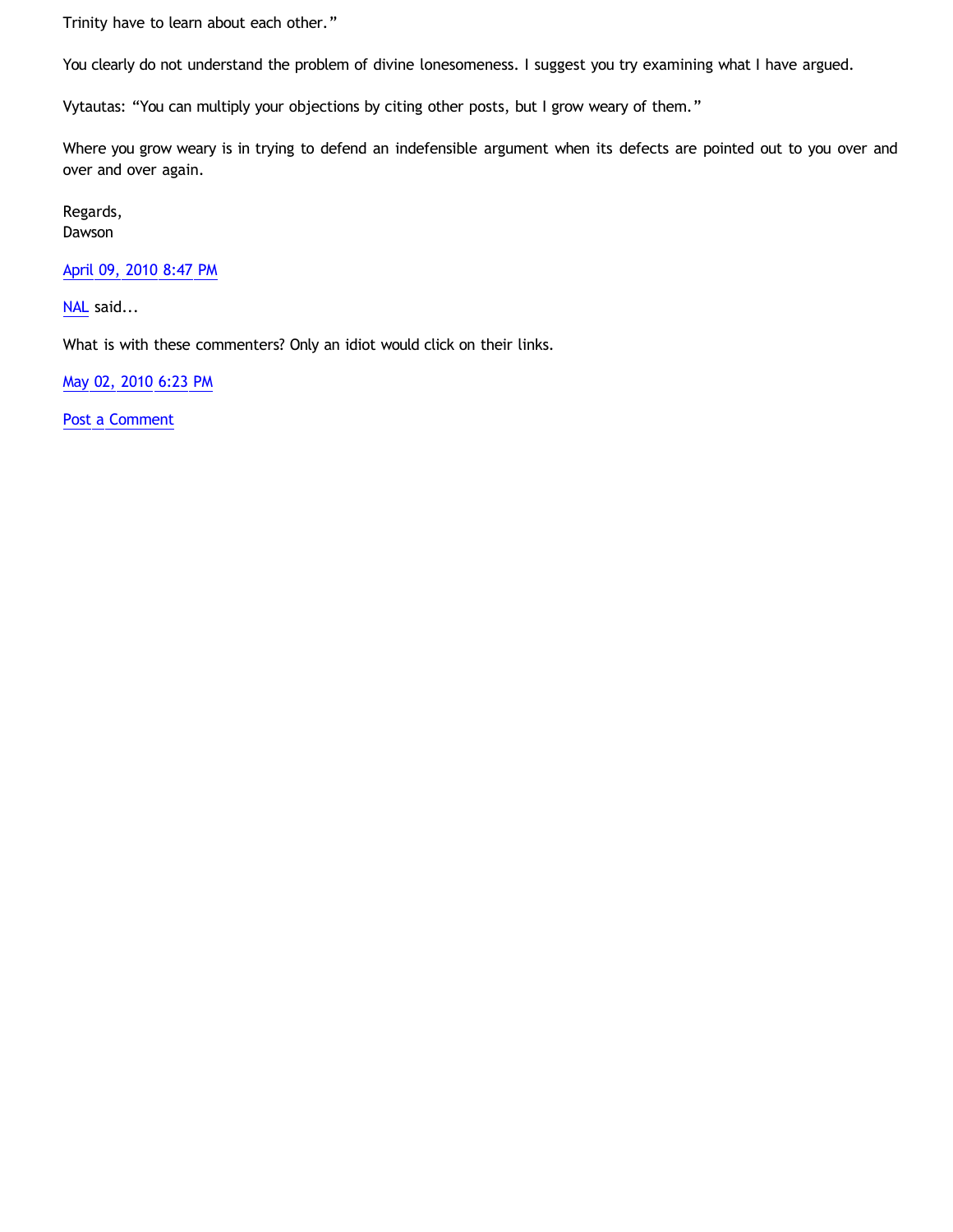Trinity have to learn about each other."

You clearly do not understand the problem of divine lonesomeness. I suggest you try examining what I have argued.

Vytautas: "You can multiply your objections by citing other posts, but I grow weary of them."

Where you grow weary is in trying to defend an indefensible argument when its defects are pointed out to you over and over and over again.

Regards,
Dawson

April 09, 2010 8:47 PM

NAL said...

What is with these commenters? Only an idiot would click on their links.

May 02, 2010 6:23 PM

Post a Comment